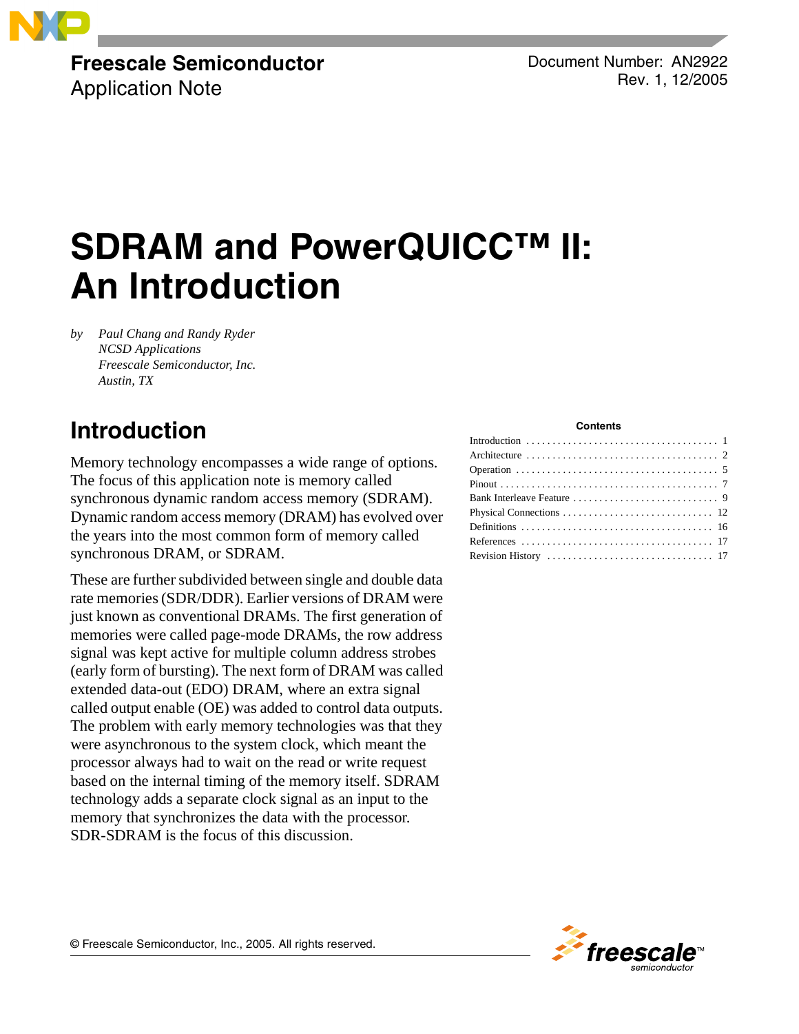**Freescale Semiconductor**
Application Note

Document Number: AN2922
Rev. 1, 12/2005

# SDRAM and PowerQUICC™ II: An Introduction

*by Paul Chang and Randy Ryder*
*NCSD Applications*
*Freescale Semiconductor, Inc.*
*Austin, TX*

**Contents**

| | |
|---|---|
| Introduction | 1 |
| Architecture | 2 |
| Operation | 5 |
| Pinout | 7 |
| Bank Interleave Feature | 9 |
| Physical Connections | 12 |
| Definitions | 16 |
| References | 17 |
| Revision History | 17 |

## Introduction

Memory technology encompasses a wide range of options. The focus of this application note is memory called synchronous dynamic random access memory (SDRAM). Dynamic random access memory (DRAM) has evolved over the years into the most common form of memory called synchronous DRAM, or SDRAM.

These are further subdivided between single and double data rate memories (SDR/DDR). Earlier versions of DRAM were just known as conventional DRAMs. The first generation of memories were called page-mode DRAMs, the row address signal was kept active for multiple column address strobes (early form of bursting). The next form of DRAM was called extended data-out (EDO) DRAM, where an extra signal called output enable (OE) was added to control data outputs. The problem with early memory technologies was that they were asynchronous to the system clock, which meant the processor always had to wait on the read or write request based on the internal timing of the memory itself. SDRAM technology adds a separate clock signal as an input to the memory that synchronizes the data with the processor. SDR-SDRAM is the focus of this discussion.

© Freescale Semiconductor, Inc., 2005. All rights reserved.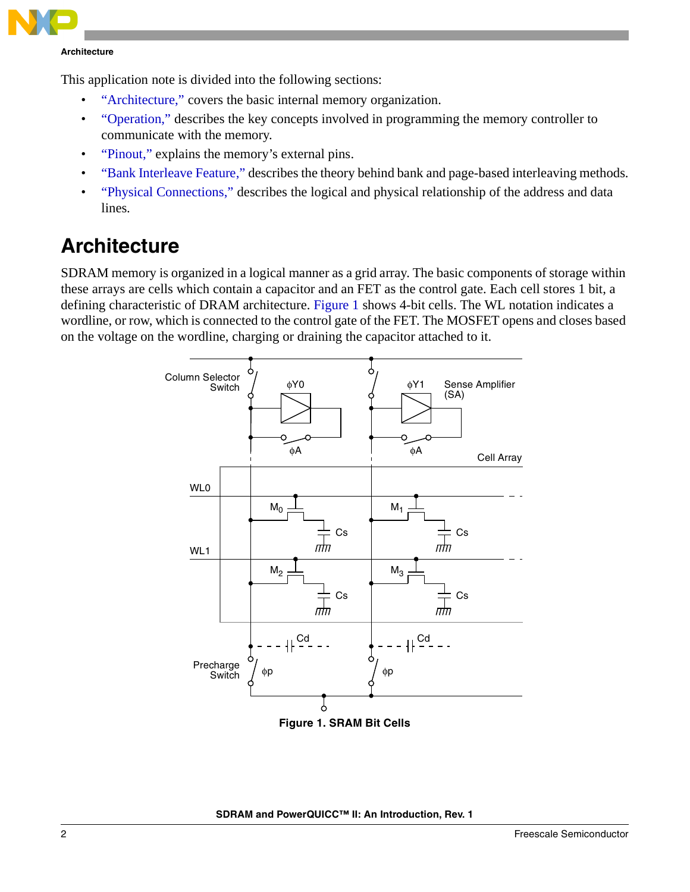This application note is divided into the following sections:

- "Architecture," covers the basic internal memory organization.
- "Operation," describes the key concepts involved in programming the memory controller to communicate with the memory.
- "Pinout," explains the memory's external pins.
- "Bank Interleave Feature," describes the theory behind bank and page-based interleaving methods.
- "Physical Connections," describes the logical and physical relationship of the address and data lines.

# Architecture

SDRAM memory is organized in a logical manner as a grid array. The basic components of storage within these arrays are cells which contain a capacitor and an FET as the control gate. Each cell stores 1 bit, a defining characteristic of DRAM architecture. Figure 1 shows 4-bit cells. The WL notation indicates a wordline, or row, which is connected to the control gate of the FET. The MOSFET opens and closes based on the voltage on the wordline, charging or draining the capacitor attached to it.

**Figure 1. SRAM Bit Cells**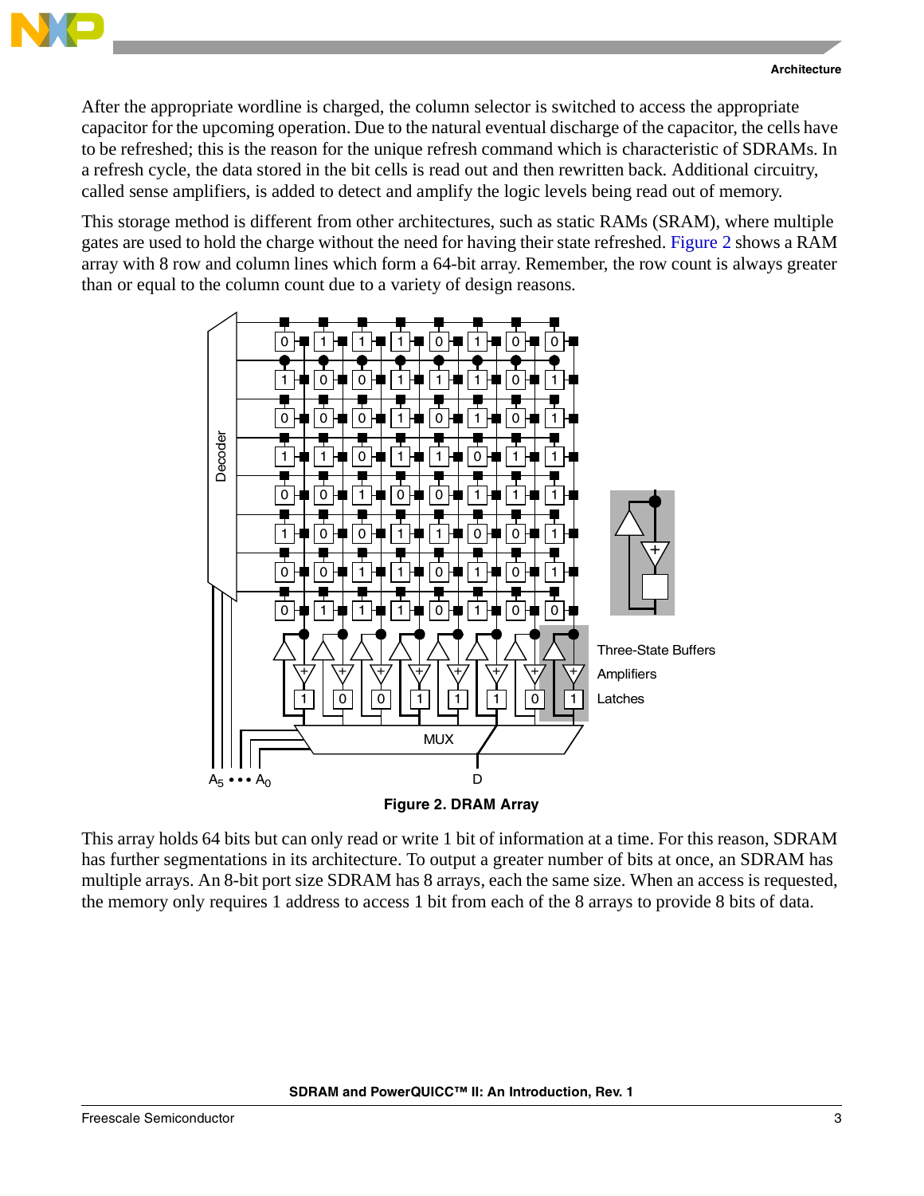After the appropriate wordline is charged, the column selector is switched to access the appropriate capacitor for the upcoming operation. Due to the natural eventual discharge of the capacitor, the cells have to be refreshed; this is the reason for the unique refresh command which is characteristic of SDRAMs. In a refresh cycle, the data stored in the bit cells is read out and then rewritten back. Additional circuitry, called sense amplifiers, is added to detect and amplify the logic levels being read out of memory.

This storage method is different from other architectures, such as static RAMs (SRAM), where multiple gates are used to hold the charge without the need for having their state refreshed. Figure 2 shows a RAM array with 8 row and column lines which form a 64-bit array. Remember, the row count is always greater than or equal to the column count due to a variety of design reasons.

**Figure 2. DRAM Array**

This array holds 64 bits but can only read or write 1 bit of information at a time. For this reason, SDRAM has further segmentations in its architecture. To output a greater number of bits at once, an SDRAM has multiple arrays. An 8-bit port size SDRAM has 8 arrays, each the same size. When an access is requested, the memory only requires 1 address to access 1 bit from each of the 8 arrays to provide 8 bits of data.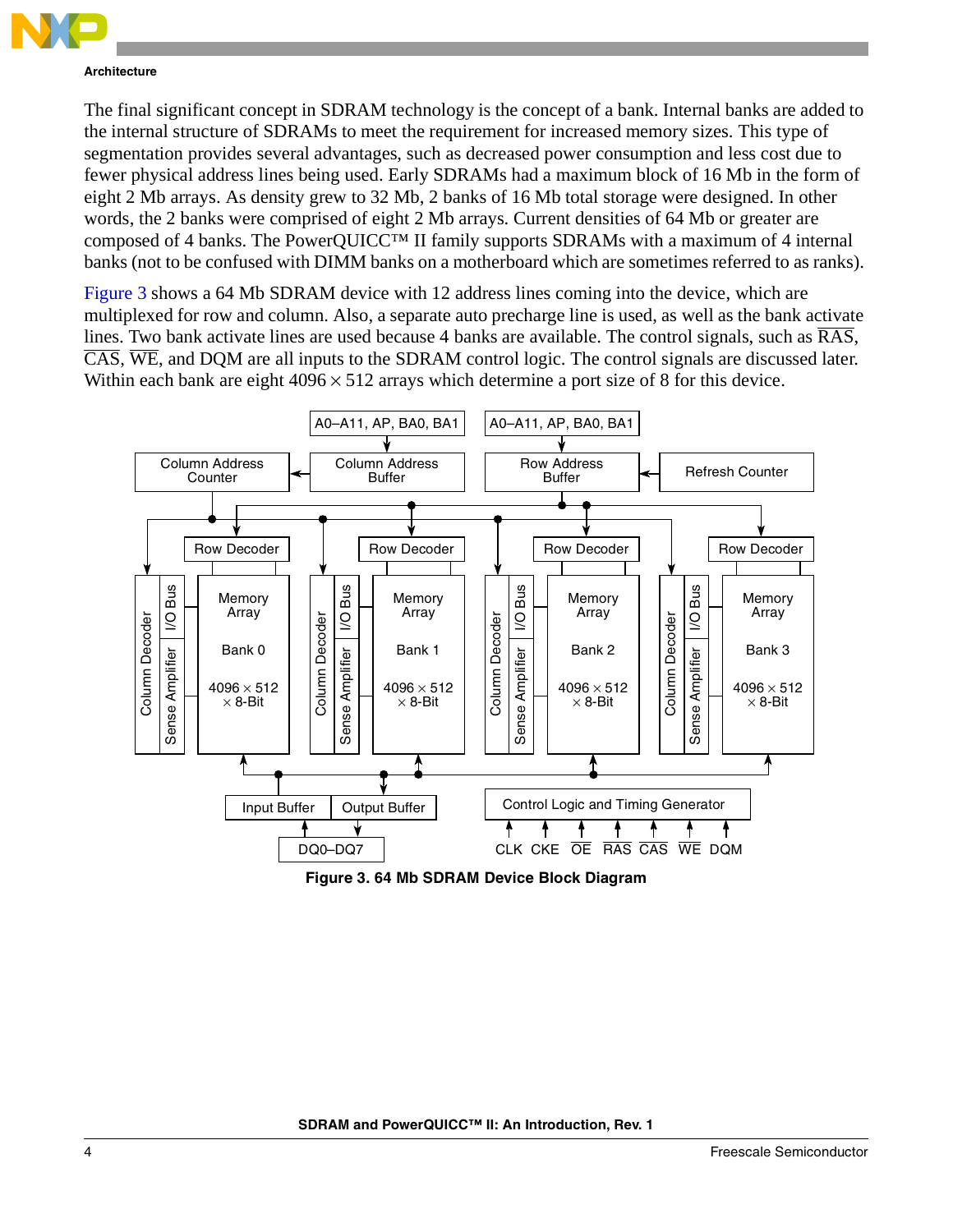The final significant concept in SDRAM technology is the concept of a bank. Internal banks are added to the internal structure of SDRAMs to meet the requirement for increased memory sizes. This type of segmentation provides several advantages, such as decreased power consumption and less cost due to fewer physical address lines being used. Early SDRAMs had a maximum block of 16 Mb in the form of eight 2 Mb arrays. As density grew to 32 Mb, 2 banks of 16 Mb total storage were designed. In other words, the 2 banks were comprised of eight 2 Mb arrays. Current densities of 64 Mb or greater are composed of 4 banks. The PowerQUICC™ II family supports SDRAMs with a maximum of 4 internal banks (not to be confused with DIMM banks on a motherboard which are sometimes referred to as ranks).

Figure 3 shows a 64 Mb SDRAM device with 12 address lines coming into the device, which are multiplexed for row and column. Also, a separate auto precharge line is used, as well as the bank activate lines. Two bank activate lines are used because 4 banks are available. The control signals, such as $\overline{RAS}$, $\overline{CAS}$, $\overline{WE}$, and DQM are all inputs to the SDRAM control logic. The control signals are discussed later. Within each bank are eight 4096 × 512 arrays which determine a port size of 8 for this device.

**Figure 3. 64 Mb SDRAM Device Block Diagram**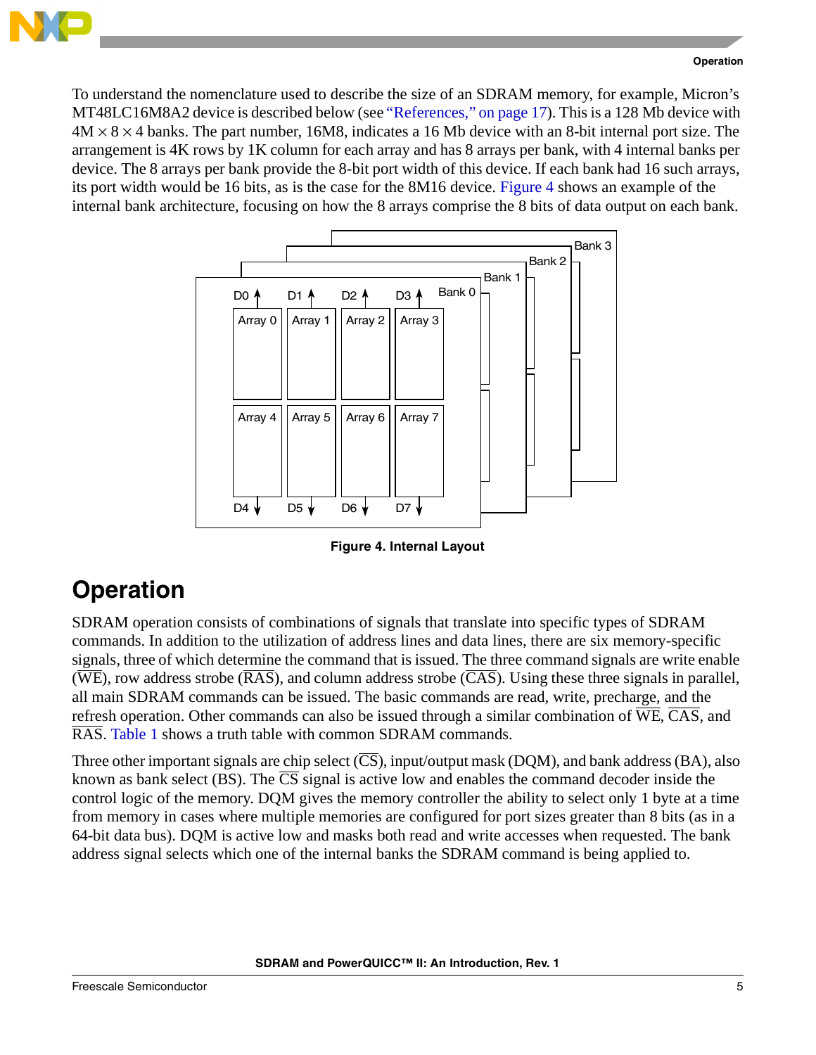To understand the nomenclature used to describe the size of an SDRAM memory, for example, Micron's MT48LC16M8A2 device is described below (see "References," on page 17). This is a 128 Mb device with 4M × 8 × 4 banks. The part number, 16M8, indicates a 16 Mb device with an 8-bit internal port size. The arrangement is 4K rows by 1K column for each array and has 8 arrays per bank, with 4 internal banks per device. The 8 arrays per bank provide the 8-bit port width of this device. If each bank had 16 such arrays, its port width would be 16 bits, as is the case for the 8M16 device. Figure 4 shows an example of the internal bank architecture, focusing on how the 8 arrays comprise the 8 bits of data output on each bank.

**Figure 4. Internal Layout**

# Operation

SDRAM operation consists of combinations of signals that translate into specific types of SDRAM commands. In addition to the utilization of address lines and data lines, there are six memory-specific signals, three of which determine the command that is issued. The three command signals are write enable ($\overline{\text{WE}}$), row address strobe ($\overline{\text{RAS}}$), and column address strobe ($\overline{\text{CAS}}$). Using these three signals in parallel, all main SDRAM commands can be issued. The basic commands are read, write, precharge, and the refresh operation. Other commands can also be issued through a similar combination of $\overline{\text{WE}}$, $\overline{\text{CAS}}$, and $\overline{\text{RAS}}$. Table 1 shows a truth table with common SDRAM commands.

Three other important signals are chip select ($\overline{\text{CS}}$), input/output mask (DQM), and bank address (BA), also known as bank select (BS). The $\overline{\text{CS}}$ signal is active low and enables the command decoder inside the control logic of the memory. DQM gives the memory controller the ability to select only 1 byte at a time from memory in cases where multiple memories are configured for port sizes greater than 8 bits (as in a 64-bit data bus). DQM is active low and masks both read and write accesses when requested. The bank address signal selects which one of the internal banks the SDRAM command is being applied to.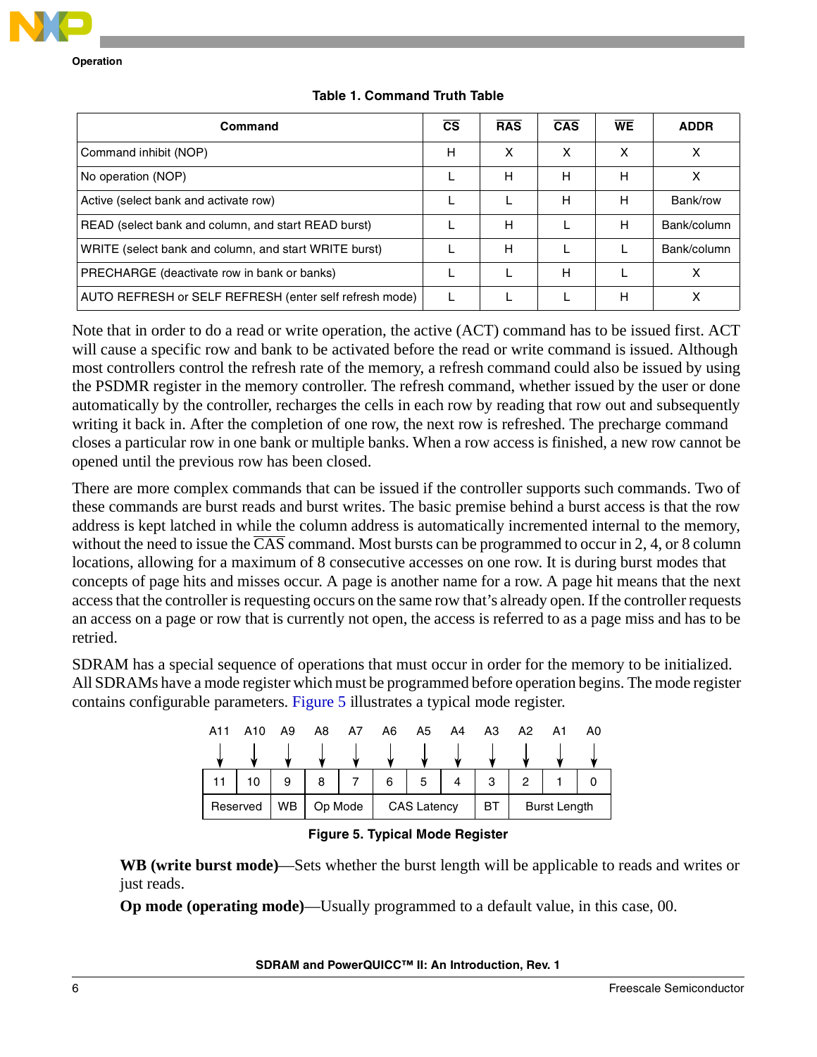**Table 1. Command Truth Table**

| Command | $\overline{CS}$ | $\overline{RAS}$ | $\overline{CAS}$ | $\overline{WE}$ | ADDR |
|---|---|---|---|---|---|
| Command inhibit (NOP) | H | X | X | X | X |
| No operation (NOP) | L | H | H | H | X |
| Active (select bank and activate row) | L | L | H | H | Bank/row |
| READ (select bank and column, and start READ burst) | L | H | L | H | Bank/column |
| WRITE (select bank and column, and start WRITE burst) | L | H | L | L | Bank/column |
| PRECHARGE (deactivate row in bank or banks) | L | L | H | L | X |
| AUTO REFRESH or SELF REFRESH (enter self refresh mode) | L | L | L | H | X |

Note that in order to do a read or write operation, the active (ACT) command has to be issued first. ACT will cause a specific row and bank to be activated before the read or write command is issued. Although most controllers control the refresh rate of the memory, a refresh command could also be issued by using the PSDMR register in the memory controller. The refresh command, whether issued by the user or done automatically by the controller, recharges the cells in each row by reading that row out and subsequently writing it back in. After the completion of one row, the next row is refreshed. The precharge command closes a particular row in one bank or multiple banks. When a row access is finished, a new row cannot be opened until the previous row has been closed.

There are more complex commands that can be issued if the controller supports such commands. Two of these commands are burst reads and burst writes. The basic premise behind a burst access is that the row address is kept latched in while the column address is automatically incremented internal to the memory, without the need to issue the $\overline{CAS}$ command. Most bursts can be programmed to occur in 2, 4, or 8 column locations, allowing for a maximum of 8 consecutive accesses on one row. It is during burst modes that concepts of page hits and misses occur. A page is another name for a row. A page hit means that the next access that the controller is requesting occurs on the same row that's already open. If the controller requests an access on a page or row that is currently not open, the access is referred to as a page miss and has to be retried.

SDRAM has a special sequence of operations that must occur in order for the memory to be initialized. All SDRAMs have a mode register which must be programmed before operation begins. The mode register contains configurable parameters. Figure 5 illustrates a typical mode register.

| A11 | A10 | A9 | A8 | A7 | A6 | A5 | A4 | A3 | A2 | A1 | A0 |
|---|---|---|---|---|---|---|---|---|---|---|---|
| 11 | 10 | 9 | 8 | 7 | 6 | 5 | 4 | 3 | 2 | 1 | 0 |
| Reserved | | WB | Op Mode | | CAS Latency | | | BT | Burst Length | | |

**Figure 5. Typical Mode Register**

**WB (write burst mode)**—Sets whether the burst length will be applicable to reads and writes or just reads.

**Op mode (operating mode)**—Usually programmed to a default value, in this case, 00.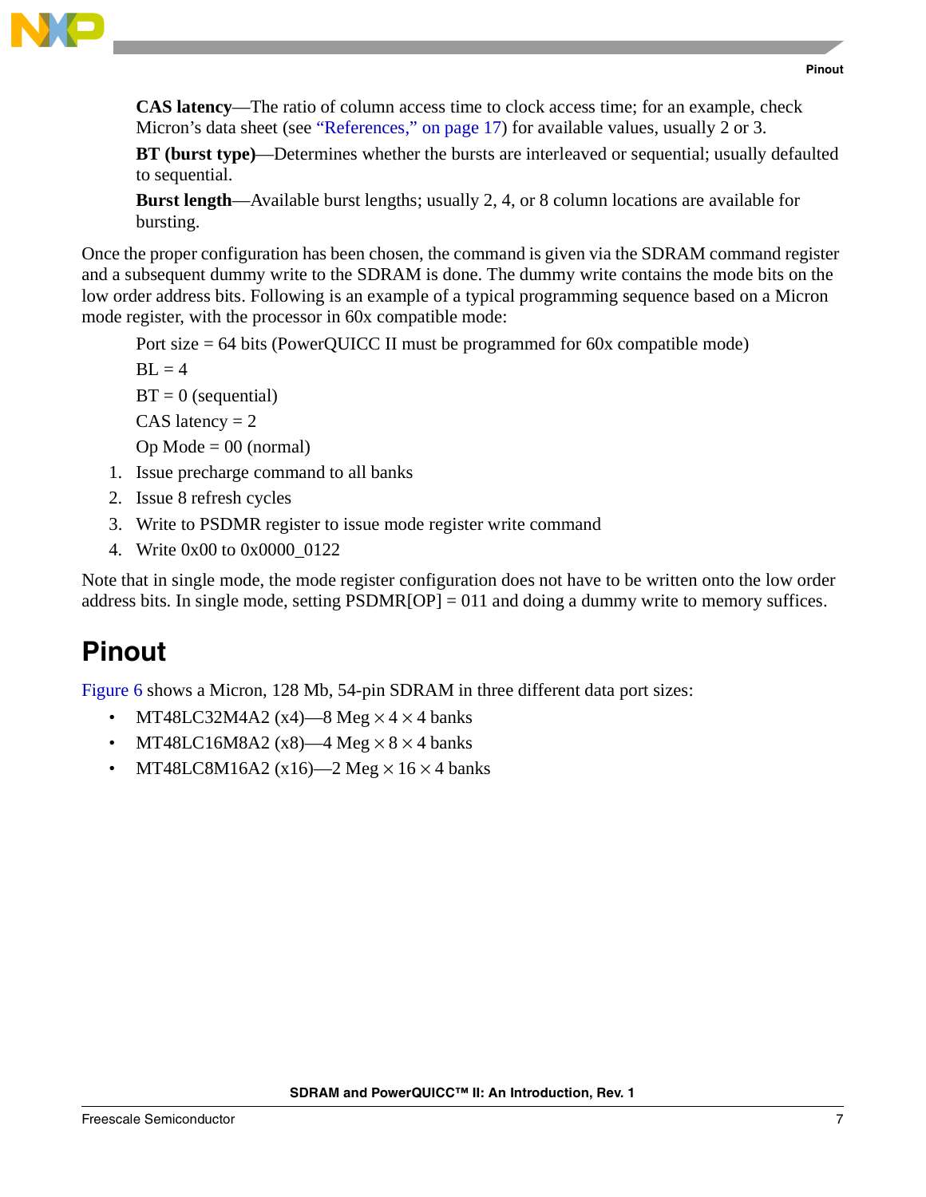**CAS latency**—The ratio of column access time to clock access time; for an example, check Micron's data sheet (see "References," on page 17) for available values, usually 2 or 3.

**BT (burst type)**—Determines whether the bursts are interleaved or sequential; usually defaulted to sequential.

**Burst length**—Available burst lengths; usually 2, 4, or 8 column locations are available for bursting.

Once the proper configuration has been chosen, the command is given via the SDRAM command register and a subsequent dummy write to the SDRAM is done. The dummy write contains the mode bits on the low order address bits. Following is an example of a typical programming sequence based on a Micron mode register, with the processor in 60x compatible mode:

Port size = 64 bits (PowerQUICC II must be programmed for 60x compatible mode)

BL = 4

BT = 0 (sequential)

CAS latency = 2

Op Mode = 00 (normal)

1. Issue precharge command to all banks
2. Issue 8 refresh cycles
3. Write to PSDMR register to issue mode register write command
4. Write 0x00 to 0x0000_0122

Note that in single mode, the mode register configuration does not have to be written onto the low order address bits. In single mode, setting PSDMR[OP] = 011 and doing a dummy write to memory suffices.

# Pinout

Figure 6 shows a Micron, 128 Mb, 54-pin SDRAM in three different data port sizes:

- MT48LC32M4A2 (x4)—8 Meg × 4 × 4 banks
- MT48LC16M8A2 (x8)—4 Meg × 8 × 4 banks
- MT48LC8M16A2 (x16)—2 Meg × 16 × 4 banks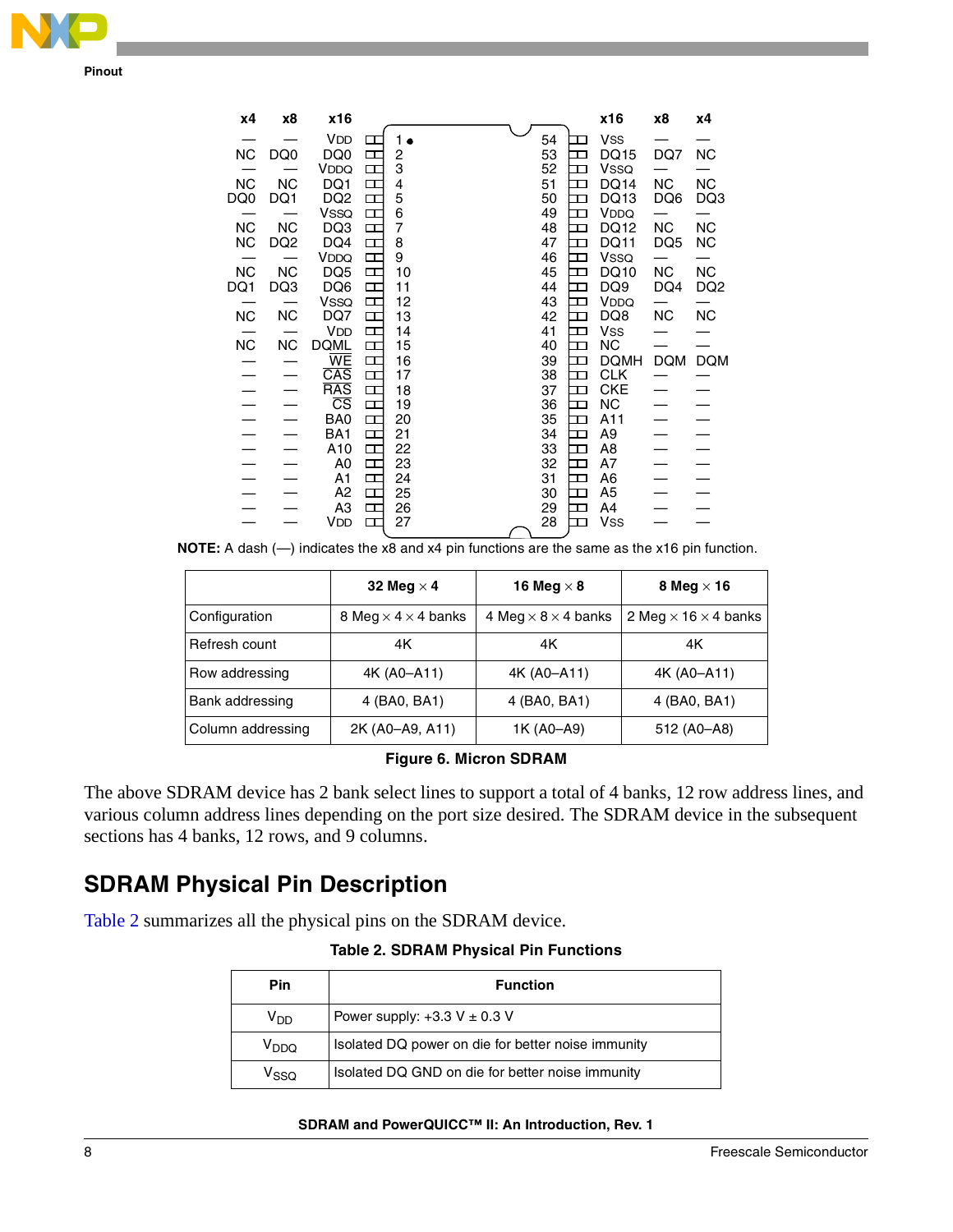| x4 | x8 | x16 | Pin | Pin | x16 | x8 | x4 |
|---|---|---|---|---|---|---|---|
| — | — | $V_{DD}$ | 1 | 54 | $V_{SS}$ | — | — |
| NC | DQ0 | DQ0 | 2 | 53 | DQ15 | DQ7 | NC |
| — | — | $V_{DDQ}$ | 3 | 52 | $V_{SSQ}$ | — | — |
| NC | NC | DQ1 | 4 | 51 | DQ14 | NC | NC |
| DQ0 | DQ1 | DQ2 | 5 | 50 | DQ13 | DQ6 | DQ3 |
| — | — | $V_{SSQ}$ | 6 | 49 | $V_{DDQ}$ | — | — |
| NC | NC | DQ3 | 7 | 48 | DQ12 | NC | NC |
| NC | DQ2 | DQ4 | 8 | 47 | DQ11 | DQ5 | NC |
| — | — | $V_{DDQ}$ | 9 | 46 | $V_{SSQ}$ | — | — |
| NC | NC | DQ5 | 10 | 45 | DQ10 | NC | NC |
| DQ1 | DQ3 | DQ6 | 11 | 44 | DQ9 | DQ4 | DQ2 |
| — | — | $V_{SSQ}$ | 12 | 43 | $V_{DDQ}$ | — | — |
| NC | NC | DQ7 | 13 | 42 | DQ8 | NC | NC |
| — | — | $V_{DD}$ | 14 | 41 | $V_{SS}$ | — | — |
| NC | NC | DQML | 15 | 40 | NC | — | — |
| — | — | $\overline{WE}$ | 16 | 39 | DQMH | DQM | DQM |
| — | — | $\overline{CAS}$ | 17 | 38 | CLK | — | — |
| — | — | $\overline{RAS}$ | 18 | 37 | CKE | — | — |
| — | — | $\overline{CS}$ | 19 | 36 | NC | — | — |
| — | — | BA0 | 20 | 35 | A11 | — | — |
| — | — | BA1 | 21 | 34 | A9 | — | — |
| — | — | A10 | 22 | 33 | A8 | — | — |
| — | — | A0 | 23 | 32 | A7 | — | — |
| — | — | A1 | 24 | 31 | A6 | — | — |
| — | — | A2 | 25 | 30 | A5 | — | — |
| — | — | A3 | 26 | 29 | A4 | — | — |
| — | — | $V_{DD}$ | 27 | 28 | $V_{SS}$ | — | — |

**NOTE:** A dash (—) indicates the x8 and x4 pin functions are the same as the x16 pin function.

| | 32 Meg × 4 | 16 Meg × 8 | 8 Meg × 16 |
|---|---|---|---|
| Configuration | 8 Meg × 4 × 4 banks | 4 Meg × 8 × 4 banks | 2 Meg × 16 × 4 banks |
| Refresh count | 4K | 4K | 4K |
| Row addressing | 4K (A0–A11) | 4K (A0–A11) | 4K (A0–A11) |
| Bank addressing | 4 (BA0, BA1) | 4 (BA0, BA1) | 4 (BA0, BA1) |
| Column addressing | 2K (A0–A9, A11) | 1K (A0–A9) | 512 (A0–A8) |

**Figure 6. Micron SDRAM**

The above SDRAM device has 2 bank select lines to support a total of 4 banks, 12 row address lines, and various column address lines depending on the port size desired. The SDRAM device in the subsequent sections has 4 banks, 12 rows, and 9 columns.

## SDRAM Physical Pin Description

Table 2 summarizes all the physical pins on the SDRAM device.

**Table 2. SDRAM Physical Pin Functions**

| Pin | Function |
|---|---|
| $V_{DD}$ | Power supply: +3.3 V ± 0.3 V |
| $V_{DDQ}$ | Isolated DQ power on die for better noise immunity |
| $V_{SSQ}$ | Isolated DQ GND on die for better noise immunity |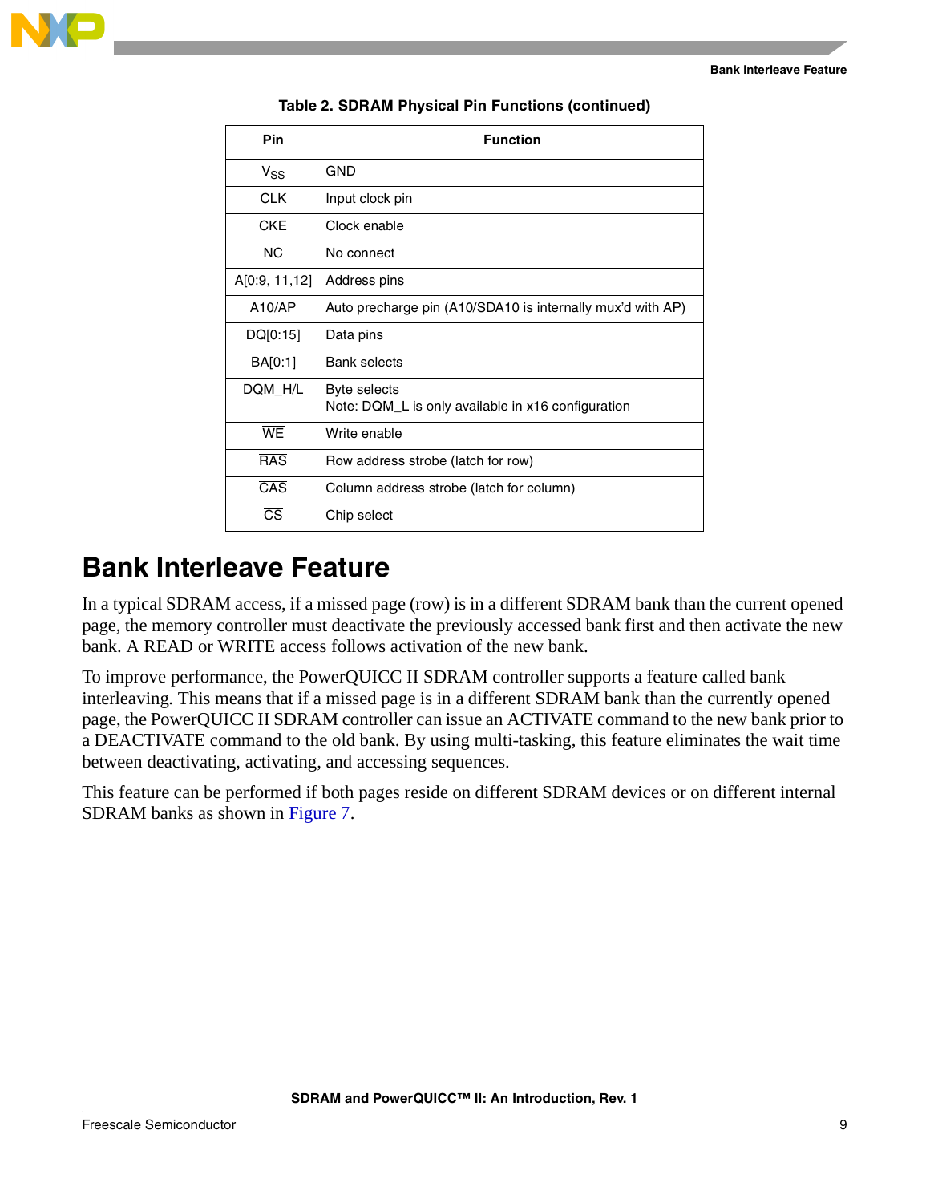**Table 2. SDRAM Physical Pin Functions (continued)**

| Pin | Function |
|---|---|
| $V_{SS}$ | GND |
| CLK | Input clock pin |
| CKE | Clock enable |
| NC | No connect |
| A[0:9, 11,12] | Address pins |
| A10/AP | Auto precharge pin (A10/SDA10 is internally mux'd with AP) |
| DQ[0:15] | Data pins |
| BA[0:1] | Bank selects |
| DQM_H/L | Byte selects<br>Note: DQM_L is only available in x16 configuration |
| $\overline{WE}$ | Write enable |
| $\overline{RAS}$ | Row address strobe (latch for row) |
| $\overline{CAS}$ | Column address strobe (latch for column) |
| $\overline{CS}$ | Chip select |

# Bank Interleave Feature

In a typical SDRAM access, if a missed page (row) is in a different SDRAM bank than the current opened page, the memory controller must deactivate the previously accessed bank first and then activate the new bank. A READ or WRITE access follows activation of the new bank.

To improve performance, the PowerQUICC II SDRAM controller supports a feature called bank interleaving. This means that if a missed page is in a different SDRAM bank than the currently opened page, the PowerQUICC II SDRAM controller can issue an ACTIVATE command to the new bank prior to a DEACTIVATE command to the old bank. By using multi-tasking, this feature eliminates the wait time between deactivating, activating, and accessing sequences.

This feature can be performed if both pages reside on different SDRAM devices or on different internal SDRAM banks as shown in Figure 7.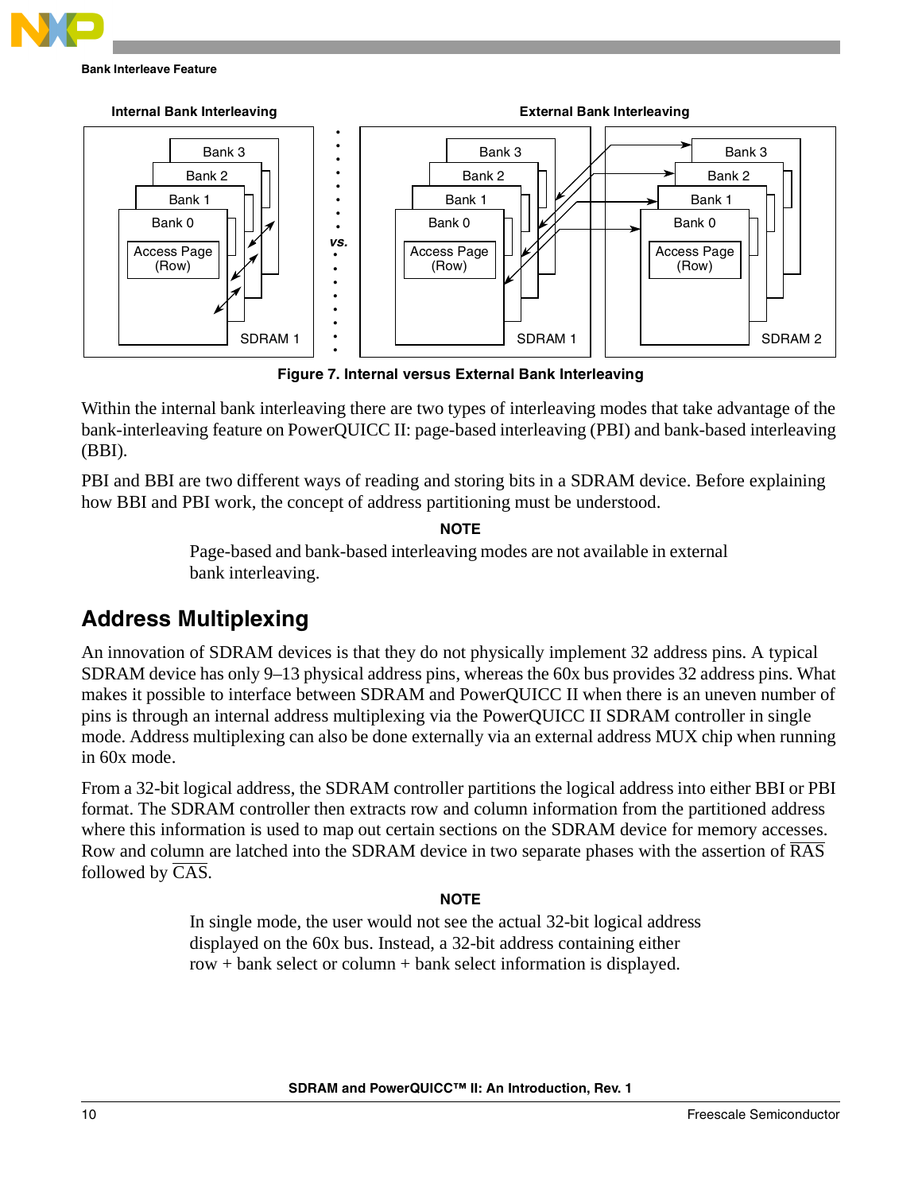Figure 7. Internal versus External Bank Interleaving

Within the internal bank interleaving there are two types of interleaving modes that take advantage of the bank-interleaving feature on PowerQUICC II: page-based interleaving (PBI) and bank-based interleaving (BBI).

PBI and BBI are two different ways of reading and storing bits in a SDRAM device. Before explaining how BBI and PBI work, the concept of address partitioning must be understood.

**NOTE**

Page-based and bank-based interleaving modes are not available in external bank interleaving.

## Address Multiplexing

An innovation of SDRAM devices is that they do not physically implement 32 address pins. A typical SDRAM device has only 9–13 physical address pins, whereas the 60x bus provides 32 address pins. What makes it possible to interface between SDRAM and PowerQUICC II when there is an uneven number of pins is through an internal address multiplexing via the PowerQUICC II SDRAM controller in single mode. Address multiplexing can also be done externally via an external address MUX chip when running in 60x mode.

From a 32-bit logical address, the SDRAM controller partitions the logical address into either BBI or PBI format. The SDRAM controller then extracts row and column information from the partitioned address where this information is used to map out certain sections on the SDRAM device for memory accesses. Row and column are latched into the SDRAM device in two separate phases with the assertion of $\overline{\text{RAS}}$ followed by $\overline{\text{CAS}}$.

**NOTE**

In single mode, the user would not see the actual 32-bit logical address displayed on the 60x bus. Instead, a 32-bit address containing either row + bank select or column + bank select information is displayed.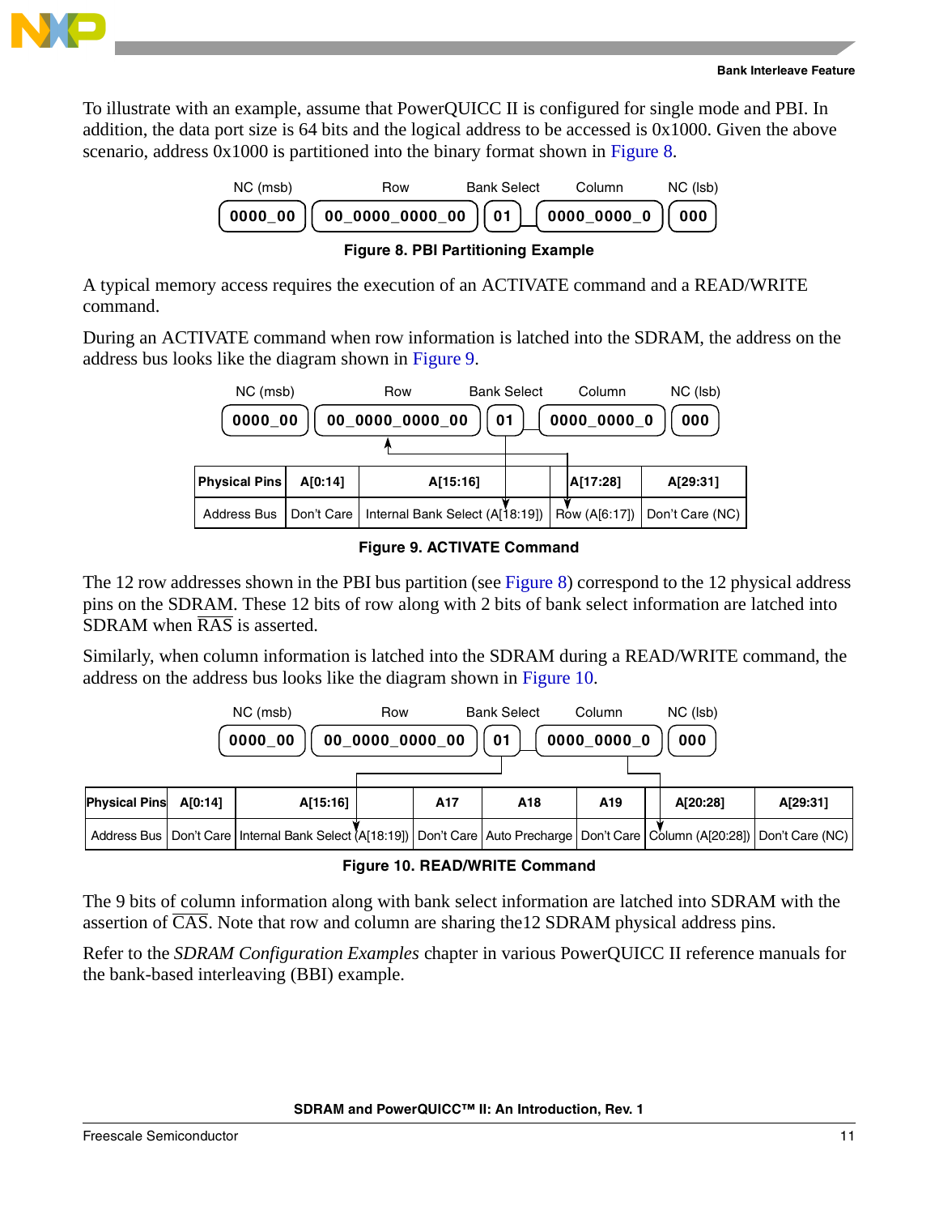To illustrate with an example, assume that PowerQUICC II is configured for single mode and PBI. In addition, the data port size is 64 bits and the logical address to be accessed is 0x1000. Given the above scenario, address 0x1000 is partitioned into the binary format shown in Figure 8.

| NC (msb) | Row | Bank Select | Column | NC (lsb) |
|---|---|---|---|---|
| 0000_00 | 00_0000_0000_00 | 01 | 0000_0000_0 | 000 |

**Figure 8. PBI Partitioning Example**

A typical memory access requires the execution of an ACTIVATE command and a READ/WRITE command.

During an ACTIVATE command when row information is latched into the SDRAM, the address on the address bus looks like the diagram shown in Figure 9.

| NC (msb) | Row | Bank Select | Column | NC (lsb) |
|---|---|---|---|---|
| 0000_00 | 00_0000_0000_00 | 01 | 0000_0000_0 | 000 |

| Physical Pins | A[0:14] | A[15:16] | A[17:28] | A[29:31] |
|---|---|---|---|---|
| Address Bus | Don't Care | Internal Bank Select (A[18:19]) | Row (A[6:17]) | Don't Care (NC) |

**Figure 9. ACTIVATE Command**

The 12 row addresses shown in the PBI bus partition (see Figure 8) correspond to the 12 physical address pins on the SDRAM. These 12 bits of row along with 2 bits of bank select information are latched into SDRAM when $\overline{RAS}$ is asserted.

Similarly, when column information is latched into the SDRAM during a READ/WRITE command, the address on the address bus looks like the diagram shown in Figure 10.

| NC (msb) | Row | Bank Select | Column | NC (lsb) |
|---|---|---|---|---|
| 0000_00 | 00_0000_0000_00 | 01 | 0000_0000_0 | 000 |

| Physical Pins | A[0:14] | A[15:16] | A17 | A18 | A19 | A[20:28] | A[29:31] |
|---|---|---|---|---|---|---|---|
| Address Bus | Don't Care | Internal Bank Select (A[18:19]) | Don't Care | Auto Precharge | Don't Care | Column (A[20:28]) | Don't Care (NC) |

**Figure 10. READ/WRITE Command**

The 9 bits of column information along with bank select information are latched into SDRAM with the assertion of $\overline{CAS}$. Note that row and column are sharing the12 SDRAM physical address pins.

Refer to the *SDRAM Configuration Examples* chapter in various PowerQUICC II reference manuals for the bank-based interleaving (BBI) example.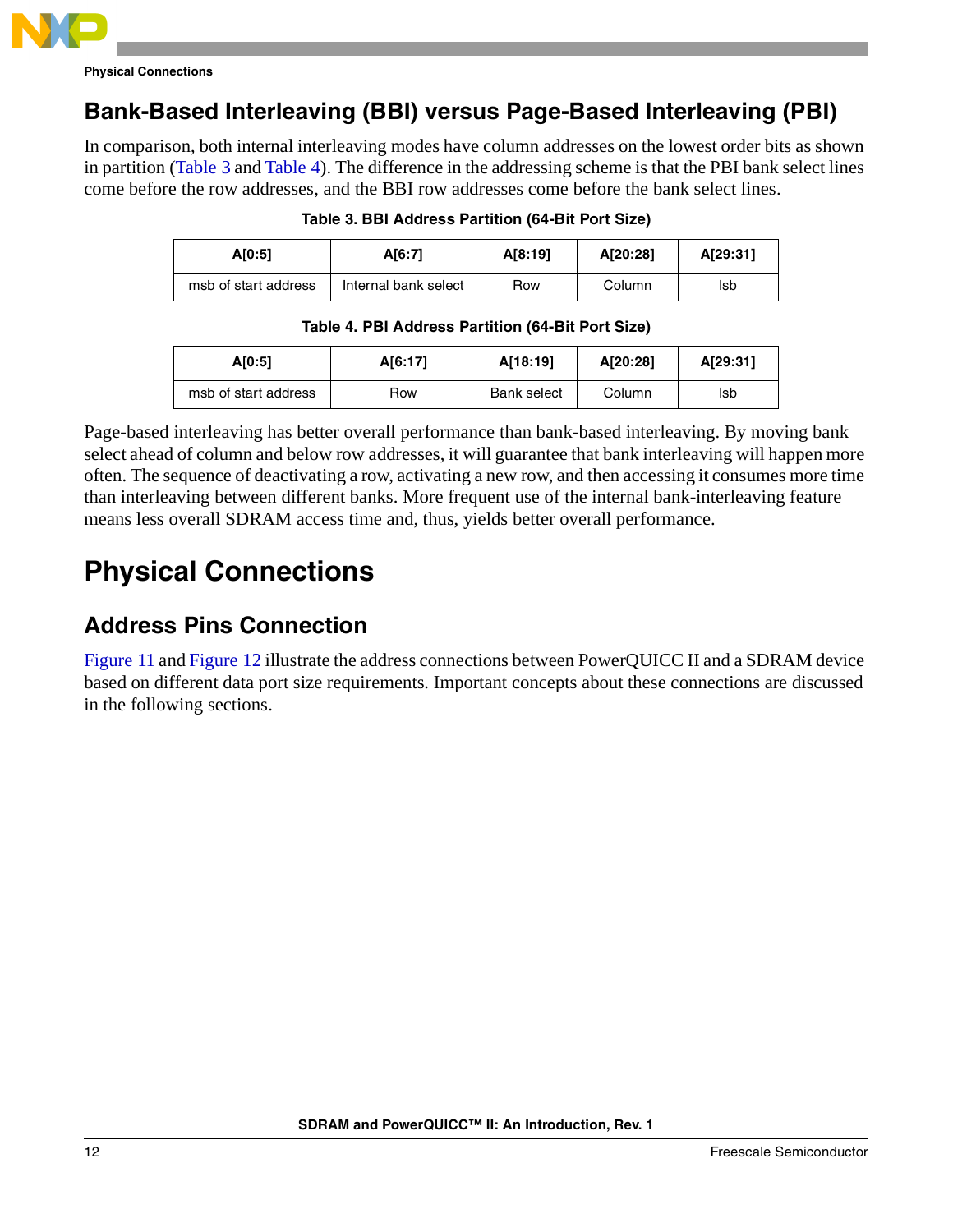## Bank-Based Interleaving (BBI) versus Page-Based Interleaving (PBI)

In comparison, both internal interleaving modes have column addresses on the lowest order bits as shown in partition (Table 3 and Table 4). The difference in the addressing scheme is that the PBI bank select lines come before the row addresses, and the BBI row addresses come before the bank select lines.

**Table 3. BBI Address Partition (64-Bit Port Size)**

| A[0:5] | A[6:7] | A[8:19] | A[20:28] | A[29:31] |
|---|---|---|---|---|
| msb of start address | Internal bank select | Row | Column | lsb |

**Table 4. PBI Address Partition (64-Bit Port Size)**

| A[0:5] | A[6:17] | A[18:19] | A[20:28] | A[29:31] |
|---|---|---|---|---|
| msb of start address | Row | Bank select | Column | lsb |

Page-based interleaving has better overall performance than bank-based interleaving. By moving bank select ahead of column and below row addresses, it will guarantee that bank interleaving will happen more often. The sequence of deactivating a row, activating a new row, and then accessing it consumes more time than interleaving between different banks. More frequent use of the internal bank-interleaving feature means less overall SDRAM access time and, thus, yields better overall performance.

# Physical Connections

## Address Pins Connection

Figure 11 and Figure 12 illustrate the address connections between PowerQUICC II and a SDRAM device based on different data port size requirements. Important concepts about these connections are discussed in the following sections.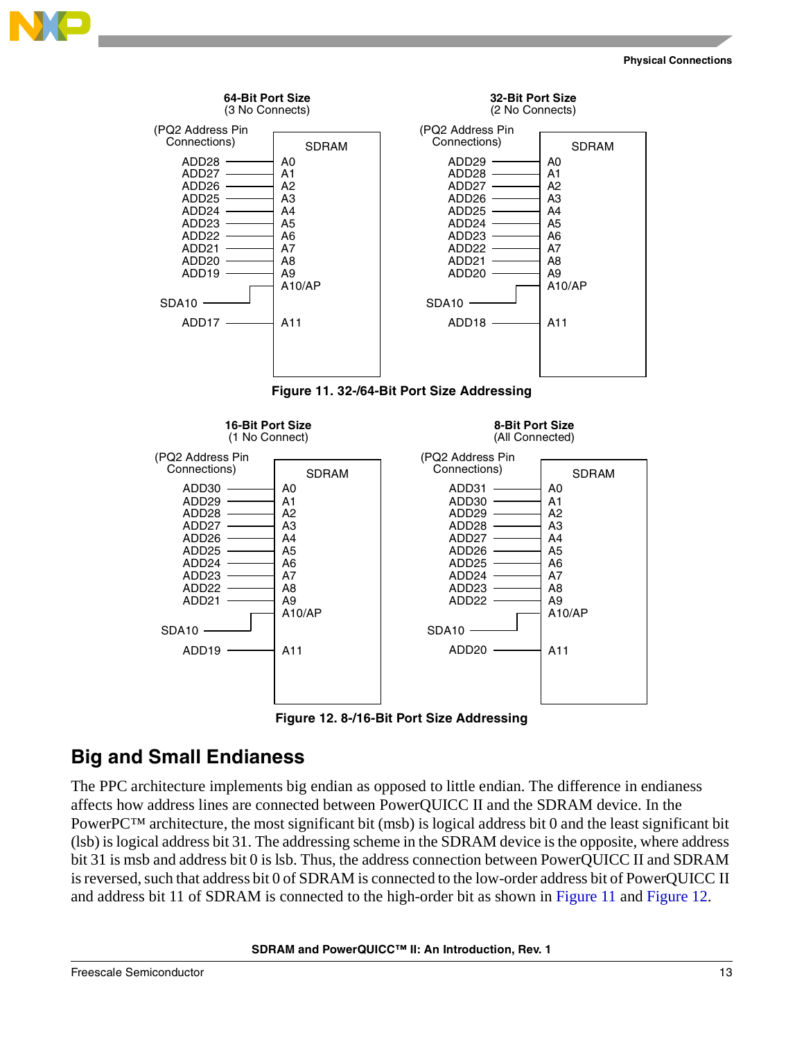**64-Bit Port Size**
(3 No Connects)

| (PQ2 Address Pin Connections) | SDRAM |
|---|---|
| ADD28 | A0 |
| ADD27 | A1 |
| ADD26 | A2 |
| ADD25 | A3 |
| ADD24 | A4 |
| ADD23 | A5 |
| ADD22 | A6 |
| ADD21 | A7 |
| ADD20 | A8 |
| ADD19 | A9 |
| SDA10 | A10/AP |
| ADD17 | A11 |

**32-Bit Port Size**
(2 No Connects)

| (PQ2 Address Pin Connections) | SDRAM |
|---|---|
| ADD29 | A0 |
| ADD28 | A1 |
| ADD27 | A2 |
| ADD26 | A3 |
| ADD25 | A4 |
| ADD24 | A5 |
| ADD23 | A6 |
| ADD22 | A7 |
| ADD21 | A8 |
| ADD20 | A9 |
| SDA10 | A10/AP |
| ADD18 | A11 |

**Figure 11. 32-/64-Bit Port Size Addressing**

**16-Bit Port Size**
(1 No Connect)

| (PQ2 Address Pin Connections) | SDRAM |
|---|---|
| ADD30 | A0 |
| ADD29 | A1 |
| ADD28 | A2 |
| ADD27 | A3 |
| ADD26 | A4 |
| ADD25 | A5 |
| ADD24 | A6 |
| ADD23 | A7 |
| ADD22 | A8 |
| ADD21 | A9 |
| SDA10 | A10/AP |
| ADD19 | A11 |

**8-Bit Port Size**
(All Connected)

| (PQ2 Address Pin Connections) | SDRAM |
|---|---|
| ADD31 | A0 |
| ADD30 | A1 |
| ADD29 | A2 |
| ADD28 | A3 |
| ADD27 | A4 |
| ADD26 | A5 |
| ADD25 | A6 |
| ADD24 | A7 |
| ADD23 | A8 |
| ADD22 | A9 |
| SDA10 | A10/AP |
| ADD20 | A11 |

**Figure 12. 8-/16-Bit Port Size Addressing**

## Big and Small Endianess

The PPC architecture implements big endian as opposed to little endian. The difference in endianess affects how address lines are connected between PowerQUICC II and the SDRAM device. In the PowerPC™ architecture, the most significant bit (msb) is logical address bit 0 and the least significant bit (lsb) is logical address bit 31. The addressing scheme in the SDRAM device is the opposite, where address bit 31 is msb and address bit 0 is lsb. Thus, the address connection between PowerQUICC II and SDRAM is reversed, such that address bit 0 of SDRAM is connected to the low-order address bit of PowerQUICC II and address bit 11 of SDRAM is connected to the high-order bit as shown in Figure 11 and Figure 12.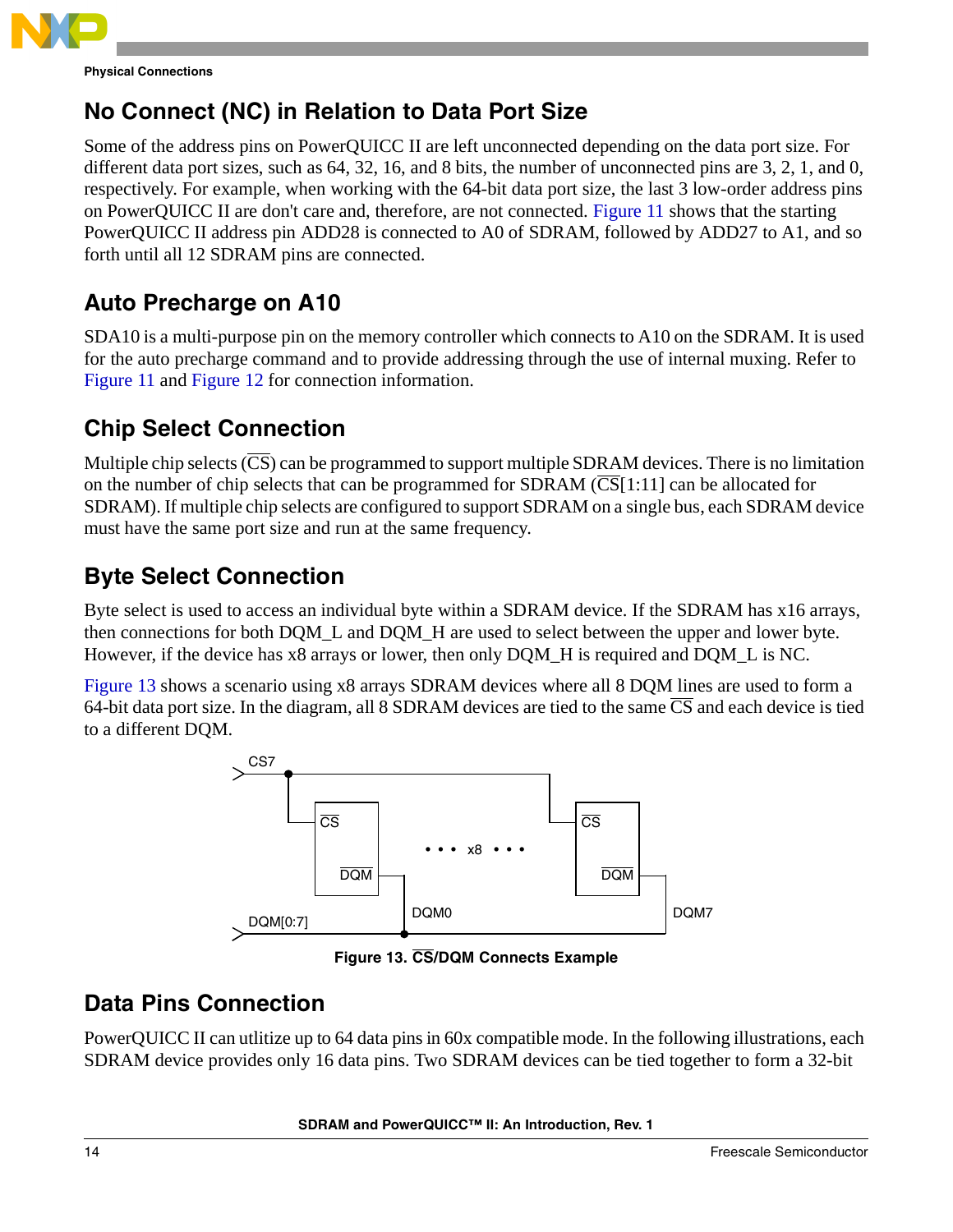## No Connect (NC) in Relation to Data Port Size

Some of the address pins on PowerQUICC II are left unconnected depending on the data port size. For different data port sizes, such as 64, 32, 16, and 8 bits, the number of unconnected pins are 3, 2, 1, and 0, respectively. For example, when working with the 64-bit data port size, the last 3 low-order address pins on PowerQUICC II are don't care and, therefore, are not connected. Figure 11 shows that the starting PowerQUICC II address pin ADD28 is connected to A0 of SDRAM, followed by ADD27 to A1, and so forth until all 12 SDRAM pins are connected.

## Auto Precharge on A10

SDA10 is a multi-purpose pin on the memory controller which connects to A10 on the SDRAM. It is used for the auto precharge command and to provide addressing through the use of internal muxing. Refer to Figure 11 and Figure 12 for connection information.

## Chip Select Connection

Multiple chip selects ($\overline{CS}$) can be programmed to support multiple SDRAM devices. There is no limitation on the number of chip selects that can be programmed for SDRAM ($\overline{CS}$[1:11] can be allocated for SDRAM). If multiple chip selects are configured to support SDRAM on a single bus, each SDRAM device must have the same port size and run at the same frequency.

## Byte Select Connection

Byte select is used to access an individual byte within a SDRAM device. If the SDRAM has x16 arrays, then connections for both DQM_L and DQM_H are used to select between the upper and lower byte. However, if the device has x8 arrays or lower, then only DQM_H is required and DQM_L is NC.

Figure 13 shows a scenario using x8 arrays SDRAM devices where all 8 DQM lines are used to form a 64-bit data port size. In the diagram, all 8 SDRAM devices are tied to the same $\overline{CS}$ and each device is tied to a different DQM.

**Figure 13. $\overline{CS}$/DQM Connects Example**

## Data Pins Connection

PowerQUICC II can utlitize up to 64 data pins in 60x compatible mode. In the following illustrations, each SDRAM device provides only 16 data pins. Two SDRAM devices can be tied together to form a 32-bit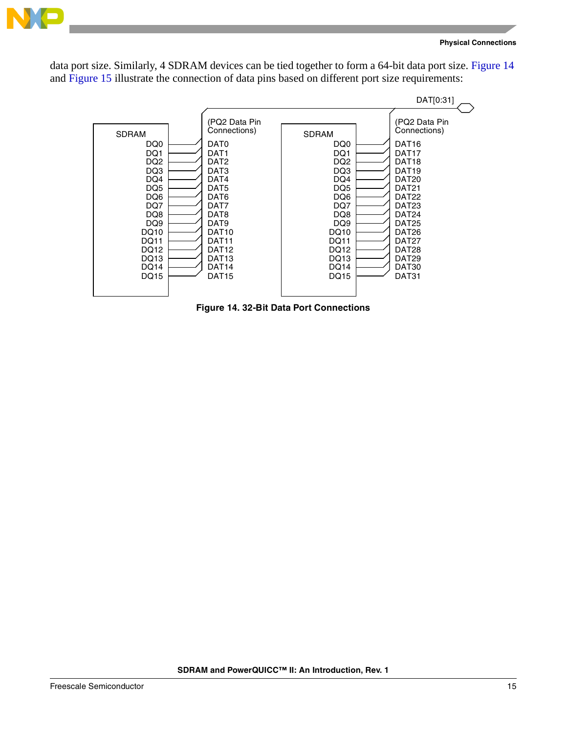data port size. Similarly, 4 SDRAM devices can be tied together to form a 64-bit data port size. Figure 14 and Figure 15 illustrate the connection of data pins based on different port size requirements:

**Figure 14. 32-Bit Data Port Connections**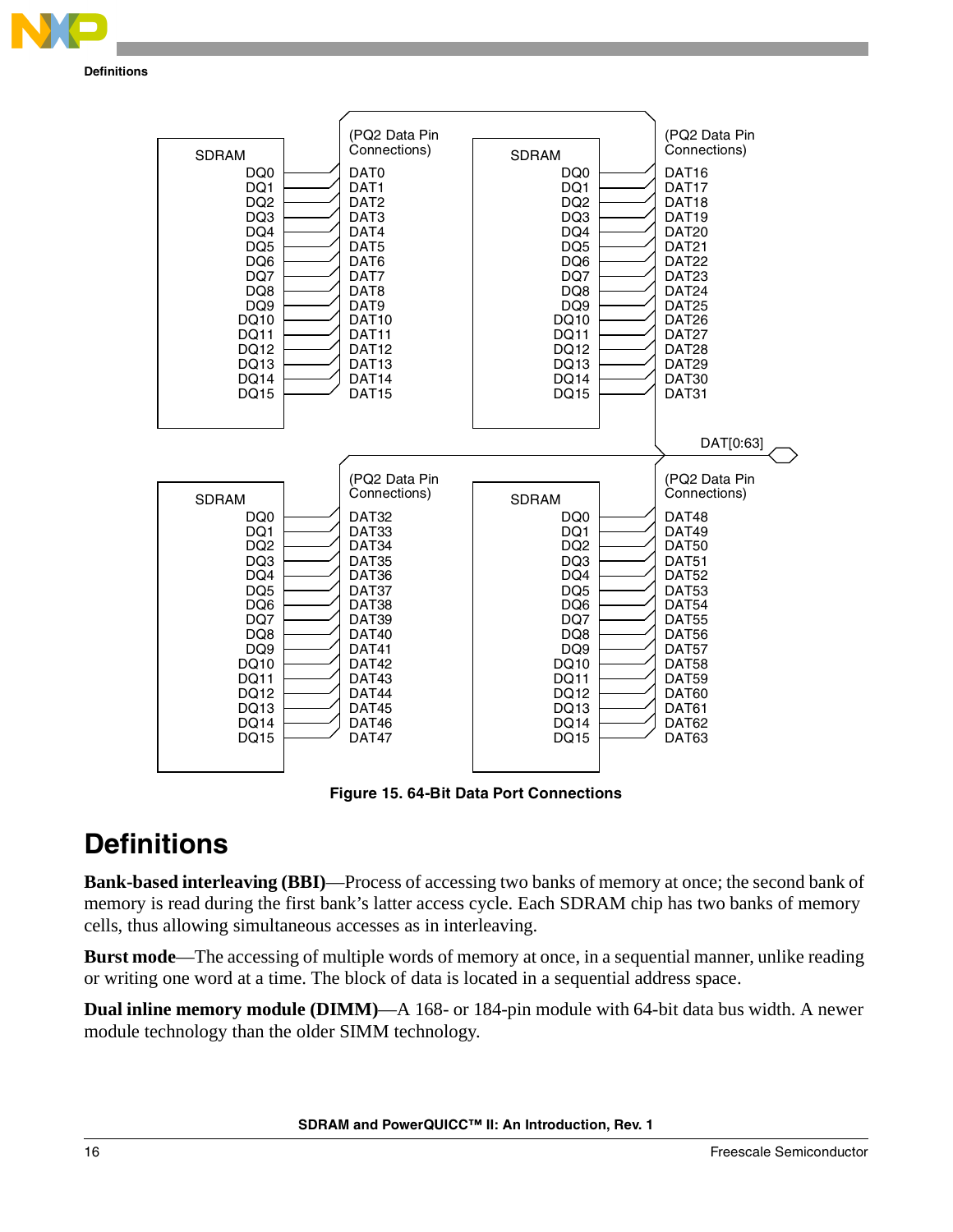Figure 15. 64-Bit Data Port Connections

# Definitions

**Bank-based interleaving (BBI)**—Process of accessing two banks of memory at once; the second bank of memory is read during the first bank's latter access cycle. Each SDRAM chip has two banks of memory cells, thus allowing simultaneous accesses as in interleaving.

**Burst mode**—The accessing of multiple words of memory at once, in a sequential manner, unlike reading or writing one word at a time. The block of data is located in a sequential address space.

**Dual inline memory module (DIMM)**—A 168- or 184-pin module with 64-bit data bus width. A newer module technology than the older SIMM technology.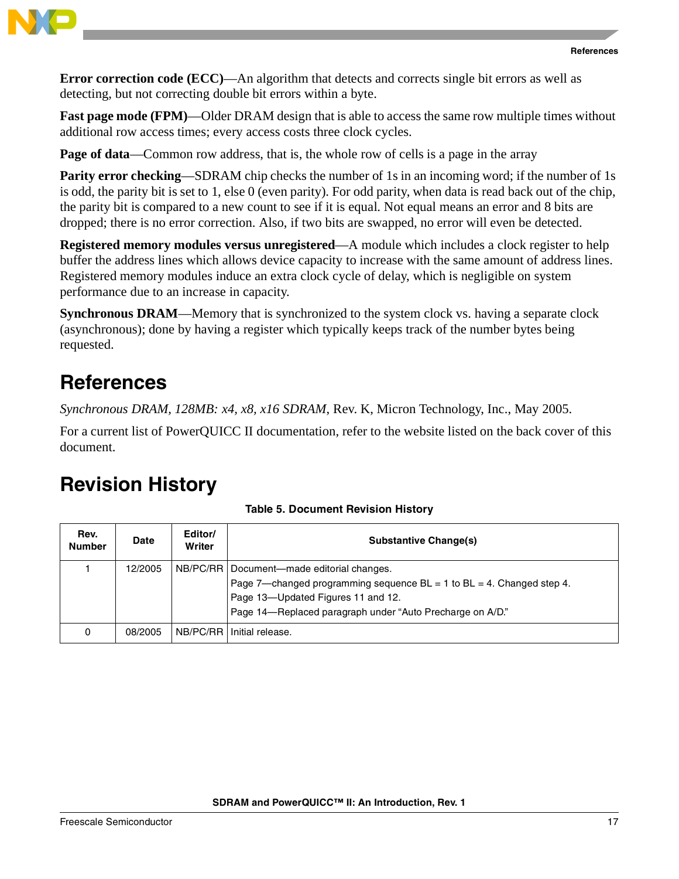**Error correction code (ECC)**—An algorithm that detects and corrects single bit errors as well as detecting, but not correcting double bit errors within a byte.

**Fast page mode (FPM)**—Older DRAM design that is able to access the same row multiple times without additional row access times; every access costs three clock cycles.

**Page of data**—Common row address, that is, the whole row of cells is a page in the array

**Parity error checking**—SDRAM chip checks the number of 1s in an incoming word; if the number of 1s is odd, the parity bit is set to 1, else 0 (even parity). For odd parity, when data is read back out of the chip, the parity bit is compared to a new count to see if it is equal. Not equal means an error and 8 bits are dropped; there is no error correction. Also, if two bits are swapped, no error will even be detected.

**Registered memory modules versus unregistered**—A module which includes a clock register to help buffer the address lines which allows device capacity to increase with the same amount of address lines. Registered memory modules induce an extra clock cycle of delay, which is negligible on system performance due to an increase in capacity.

**Synchronous DRAM**—Memory that is synchronized to the system clock vs. having a separate clock (asynchronous); done by having a register which typically keeps track of the number bytes being requested.

# References

*Synchronous DRAM, 128MB: x4, x8, x16 SDRAM*, Rev. K, Micron Technology, Inc., May 2005.

For a current list of PowerQUICC II documentation, refer to the website listed on the back cover of this document.

# Revision History

**Table 5. Document Revision History**

| Rev. Number | Date | Editor/ Writer | Substantive Change(s) |
|---|---|---|---|
| 1 | 12/2005 | NB/PC/RR | Document—made editorial changes.<br>Page 7—changed programming sequence BL = 1 to BL = 4. Changed step 4.<br>Page 13—Updated Figures 11 and 12.<br>Page 14—Replaced paragraph under "Auto Precharge on A/D." |
| 0 | 08/2005 | NB/PC/RR | Initial release. |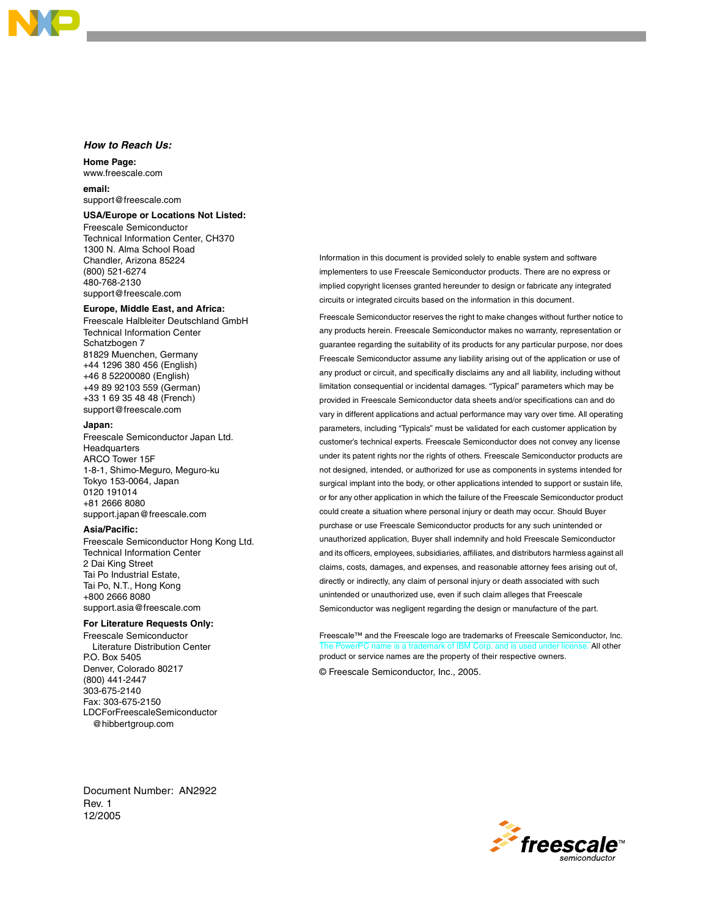*How to Reach Us:*

**Home Page:**
www.freescale.com

**email:**
support@freescale.com

**USA/Europe or Locations Not Listed:**
Freescale Semiconductor
Technical Information Center, CH370
1300 N. Alma School Road
Chandler, Arizona 85224
(800) 521-6274
480-768-2130
support@freescale.com

**Europe, Middle East, and Africa:**
Freescale Halbleiter Deutschland GmbH
Technical Information Center
Schatzbogen 7
81829 Muenchen, Germany
+44 1296 380 456 (English)
+46 8 52200080 (English)
+49 89 92103 559 (German)
+33 1 69 35 48 48 (French)
support@freescale.com

**Japan:**
Freescale Semiconductor Japan Ltd.
Headquarters
ARCO Tower 15F
1-8-1, Shimo-Meguro, Meguro-ku
Tokyo 153-0064, Japan
0120 191014
+81 2666 8080
support.japan@freescale.com

**Asia/Pacific:**
Freescale Semiconductor Hong Kong Ltd.
Technical Information Center
2 Dai King Street
Tai Po Industrial Estate,
Tai Po, N.T., Hong Kong
+800 2666 8080
support.asia@freescale.com

**For Literature Requests Only:**
Freescale Semiconductor
Literature Distribution Center
P.O. Box 5405
Denver, Colorado 80217
(800) 441-2447
303-675-2140
Fax: 303-675-2150
LDCForFreescaleSemiconductor
@hibbertgroup.com

Information in this document is provided solely to enable system and software implementers to use Freescale Semiconductor products. There are no express or implied copyright licenses granted hereunder to design or fabricate any integrated circuits or integrated circuits based on the information in this document.

Freescale Semiconductor reserves the right to make changes without further notice to any products herein. Freescale Semiconductor makes no warranty, representation or guarantee regarding the suitability of its products for any particular purpose, nor does Freescale Semiconductor assume any liability arising out of the application or use of any product or circuit, and specifically disclaims any and all liability, including without limitation consequential or incidental damages. "Typical" parameters which may be provided in Freescale Semiconductor data sheets and/or specifications can and do vary in different applications and actual performance may vary over time. All operating parameters, including "Typicals" must be validated for each customer application by customer's technical experts. Freescale Semiconductor does not convey any license under its patent rights nor the rights of others. Freescale Semiconductor products are not designed, intended, or authorized for use as components in systems intended for surgical implant into the body, or other applications intended to support or sustain life, or for any other application in which the failure of the Freescale Semiconductor product could create a situation where personal injury or death may occur. Should Buyer purchase or use Freescale Semiconductor products for any such unintended or unauthorized application, Buyer shall indemnify and hold Freescale Semiconductor and its officers, employees, subsidiaries, affiliates, and distributors harmless against all claims, costs, damages, and expenses, and reasonable attorney fees arising out of, directly or indirectly, any claim of personal injury or death associated with such unintended or unauthorized use, even if such claim alleges that Freescale Semiconductor was negligent regarding the design or manufacture of the part.

Freescale™ and the Freescale logo are trademarks of Freescale Semiconductor, Inc. The PowerPC name is a trademark of IBM Corp. and is used under license. All other product or service names are the property of their respective owners.

© Freescale Semiconductor, Inc., 2005.

Document Number: AN2922
Rev. 1
12/2005